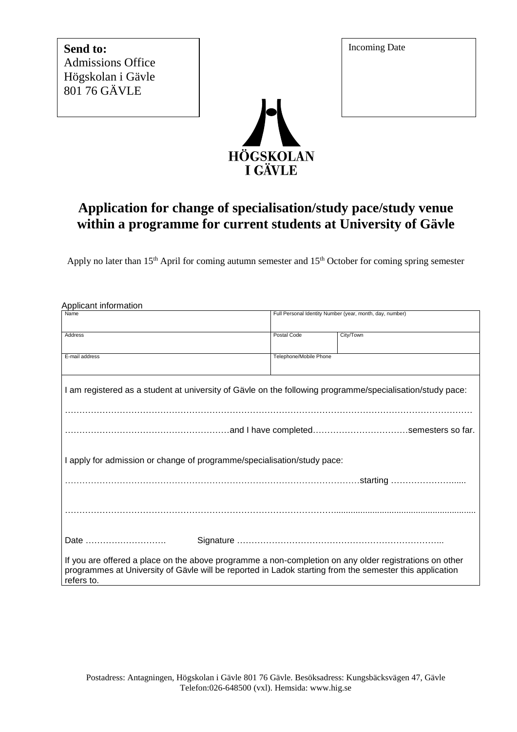**Send to:**
Admissions Office
Högskolan i Gävle
801 76 GÄVLE

Incoming Date

HÖGSKOLAN
I GÄVLE

# Application for change of specialisation/study pace/study venue within a programme for current students at University of Gävle

Apply no later than 15th April for coming autumn semester and 15th October for coming spring semester

Applicant information

| Name | Full Personal Identity Number (year, month, day, number) | |
|---|---|---|
| Address | Postal Code | City/Town |
| E-mail address | Telephone/Mobile Phone | |

I am registered as a student at university of Gävle on the following programme/specialisation/study pace:

……………………………………………………………………………………………………………………………

…………………………………………………and I have completed……………………………semesters so far.

I apply for admission or change of programme/specialisation/study pace:

…………………………………………………………………………………………starting ……………………......

……………………………………………………………………………………………………………………………

Date ……………………… Signature ……………………………………………………………..

If you are offered a place on the above programme a non-completion on any older registrations on other programmes at University of Gävle will be reported in Ladok starting from the semester this application refers to.

Postadress: Antagningen, Högskolan i Gävle 801 76 Gävle. Besöksadress: Kungsbäcksvägen 47, Gävle
Telefon:026-648500 (vxl). Hemsida: www.hig.se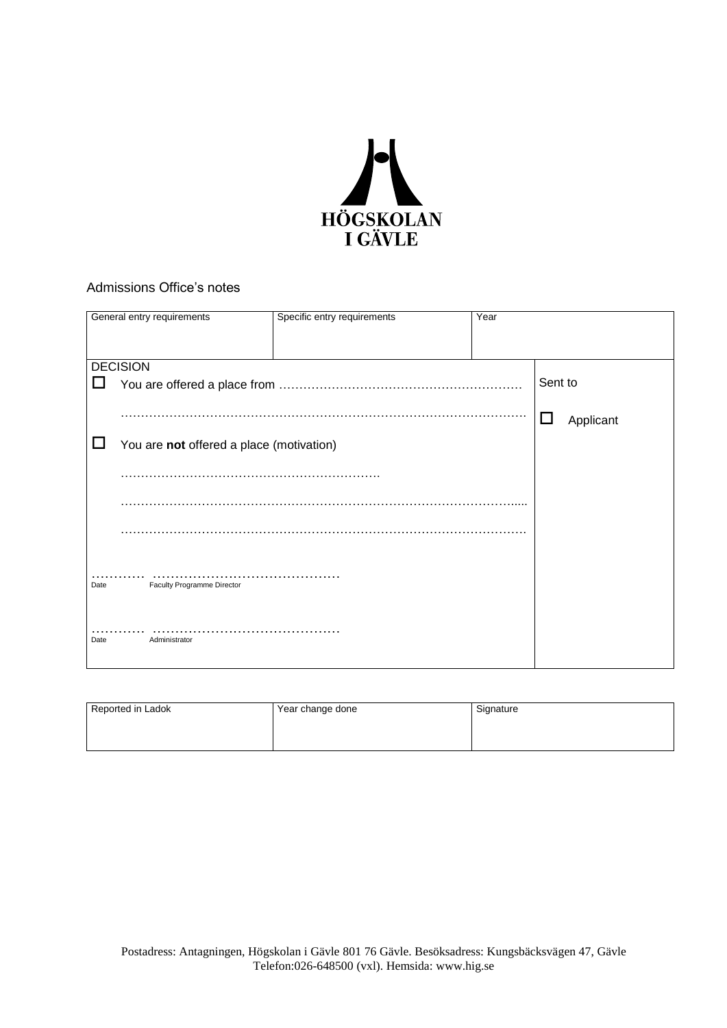HÖGSKOLAN
I GÄVLE

Admissions Office's notes

| General entry requirements | Specific entry requirements | Year |
| --- | --- | --- |
| | | |

DECISION

☐ You are offered a place from …………………………………………………

……………………………………………………………………………………

☐ You are **not** offered a place (motivation)

……………………………………………………….

……………………………………………………………………………………....

……………………………………………………………………………………

………… ……………………………………
Date Faculty Programme Director

………… ……………………………………
Date Administrator

Sent to

☐ Applicant

| Reported in Ladok | Year change done | Signature |
| --- | --- | --- |
| | | |

Postadress: Antagningen, Högskolan i Gävle 801 76 Gävle. Besöksadress: Kungsbäcksvägen 47, Gävle
Telefon:026-648500 (vxl). Hemsida: www.hig.se